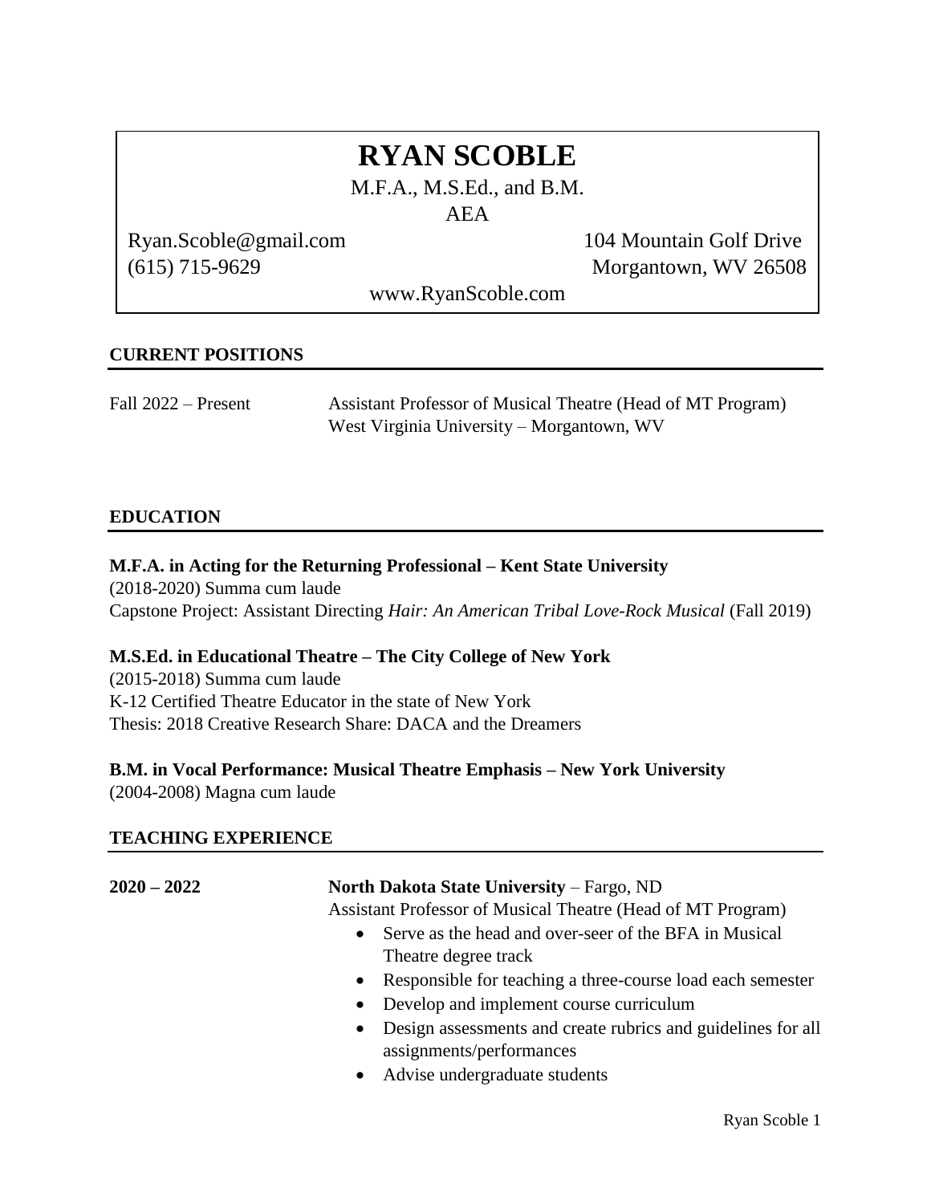# RYAN SCOBLE

M.F.A., M.S.Ed., and B.M.

AEA

Ryan.Scoble@gmail.com
(615) 715-9629

104 Mountain Golf Drive
Morgantown, WV 26508

www.RyanScoble.com

## CURRENT POSITIONS

Fall 2022 – Present — Assistant Professor of Musical Theatre (Head of MT Program)
West Virginia University – Morgantown, WV

## EDUCATION

**M.F.A. in Acting for the Returning Professional – Kent State University**
(2018-2020) Summa cum laude
Capstone Project: Assistant Directing *Hair: An American Tribal Love-Rock Musical* (Fall 2019)

**M.S.Ed. in Educational Theatre – The City College of New York**
(2015-2018) Summa cum laude
K-12 Certified Theatre Educator in the state of New York
Thesis: 2018 Creative Research Share: DACA and the Dreamers

**B.M. in Vocal Performance: Musical Theatre Emphasis – New York University**
(2004-2008) Magna cum laude

## TEACHING EXPERIENCE

**2020 – 2022** — **North Dakota State University** – Fargo, ND
Assistant Professor of Musical Theatre (Head of MT Program)

- Serve as the head and over-seer of the BFA in Musical Theatre degree track
- Responsible for teaching a three-course load each semester
- Develop and implement course curriculum
- Design assessments and create rubrics and guidelines for all assignments/performances
- Advise undergraduate students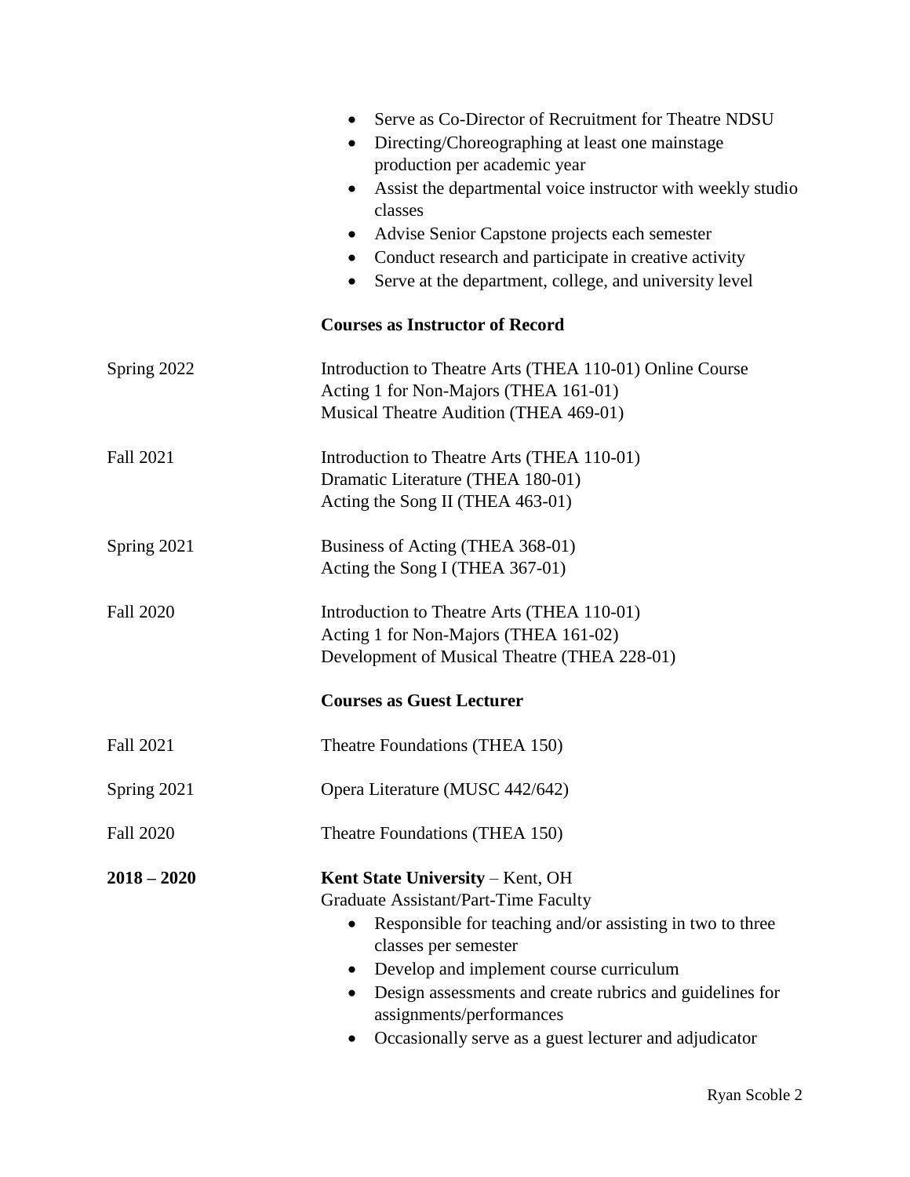- Serve as Co-Director of Recruitment for Theatre NDSU
- Directing/Choreographing at least one mainstage production per academic year
- Assist the departmental voice instructor with weekly studio classes
- Advise Senior Capstone projects each semester
- Conduct research and participate in creative activity
- Serve at the department, college, and university level

**Courses as Instructor of Record**

Spring 2022
Introduction to Theatre Arts (THEA 110-01) Online Course
Acting 1 for Non-Majors (THEA 161-01)
Musical Theatre Audition (THEA 469-01)

Fall 2021
Introduction to Theatre Arts (THEA 110-01)
Dramatic Literature (THEA 180-01)
Acting the Song II (THEA 463-01)

Spring 2021
Business of Acting (THEA 368-01)
Acting the Song I (THEA 367-01)

Fall 2020
Introduction to Theatre Arts (THEA 110-01)
Acting 1 for Non-Majors (THEA 161-02)
Development of Musical Theatre (THEA 228-01)

**Courses as Guest Lecturer**

Fall 2021
Theatre Foundations (THEA 150)

Spring 2021
Opera Literature (MUSC 442/642)

Fall 2020
Theatre Foundations (THEA 150)

**2018 – 2020**
**Kent State University** – Kent, OH
Graduate Assistant/Part-Time Faculty

- Responsible for teaching and/or assisting in two to three classes per semester
- Develop and implement course curriculum
- Design assessments and create rubrics and guidelines for assignments/performances
- Occasionally serve as a guest lecturer and adjudicator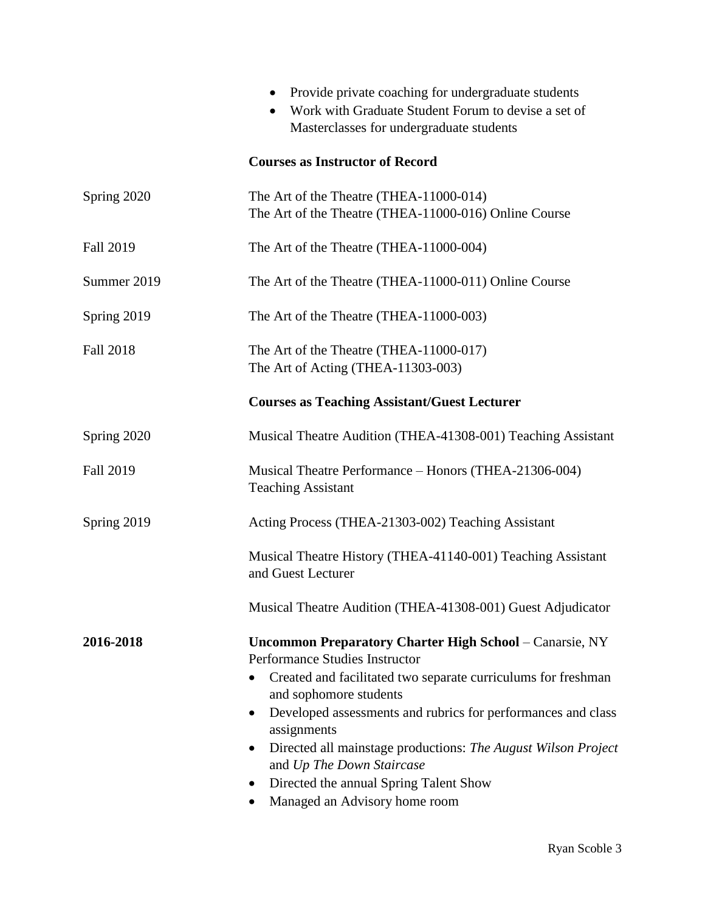- Provide private coaching for undergraduate students
- Work with Graduate Student Forum to devise a set of Masterclasses for undergraduate students

**Courses as Instructor of Record**

Spring 2020 — The Art of the Theatre (THEA-11000-014)
The Art of the Theatre (THEA-11000-016) Online Course

Fall 2019 — The Art of the Theatre (THEA-11000-004)

Summer 2019 — The Art of the Theatre (THEA-11000-011) Online Course

Spring 2019 — The Art of the Theatre (THEA-11000-003)

Fall 2018 — The Art of the Theatre (THEA-11000-017)
The Art of Acting (THEA-11303-003)

**Courses as Teaching Assistant/Guest Lecturer**

Spring 2020 — Musical Theatre Audition (THEA-41308-001) Teaching Assistant

Fall 2019 — Musical Theatre Performance – Honors (THEA-21306-004) Teaching Assistant

Spring 2019 — Acting Process (THEA-21303-002) Teaching Assistant

Musical Theatre History (THEA-41140-001) Teaching Assistant and Guest Lecturer

Musical Theatre Audition (THEA-41308-001) Guest Adjudicator

**2016-2018** — **Uncommon Preparatory Charter High School** – Canarsie, NY
Performance Studies Instructor

- Created and facilitated two separate curriculums for freshman and sophomore students
- Developed assessments and rubrics for performances and class assignments
- Directed all mainstage productions: *The August Wilson Project* and *Up The Down Staircase*
- Directed the annual Spring Talent Show
- Managed an Advisory home room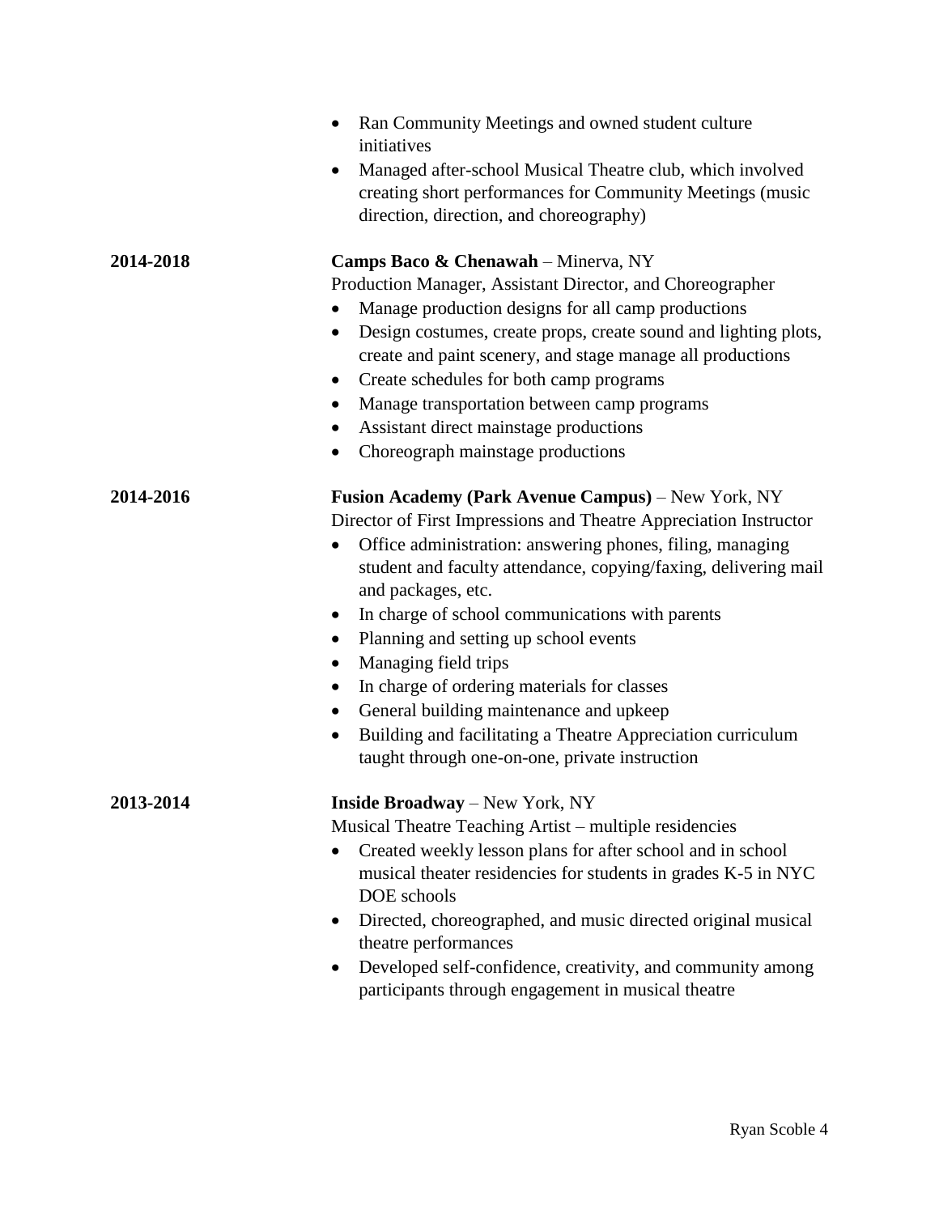- Ran Community Meetings and owned student culture initiatives
- Managed after-school Musical Theatre club, which involved creating short performances for Community Meetings (music direction, direction, and choreography)

**2014-2018** **Camps Baco & Chenawah** – Minerva, NY
Production Manager, Assistant Director, and Choreographer

- Manage production designs for all camp productions
- Design costumes, create props, create sound and lighting plots, create and paint scenery, and stage manage all productions
- Create schedules for both camp programs
- Manage transportation between camp programs
- Assistant direct mainstage productions
- Choreograph mainstage productions

**2014-2016** **Fusion Academy (Park Avenue Campus)** – New York, NY
Director of First Impressions and Theatre Appreciation Instructor

- Office administration: answering phones, filing, managing student and faculty attendance, copying/faxing, delivering mail and packages, etc.
- In charge of school communications with parents
- Planning and setting up school events
- Managing field trips
- In charge of ordering materials for classes
- General building maintenance and upkeep
- Building and facilitating a Theatre Appreciation curriculum taught through one-on-one, private instruction

**2013-2014** **Inside Broadway** – New York, NY
Musical Theatre Teaching Artist – multiple residencies

- Created weekly lesson plans for after school and in school musical theater residencies for students in grades K-5 in NYC DOE schools
- Directed, choreographed, and music directed original musical theatre performances
- Developed self-confidence, creativity, and community among participants through engagement in musical theatre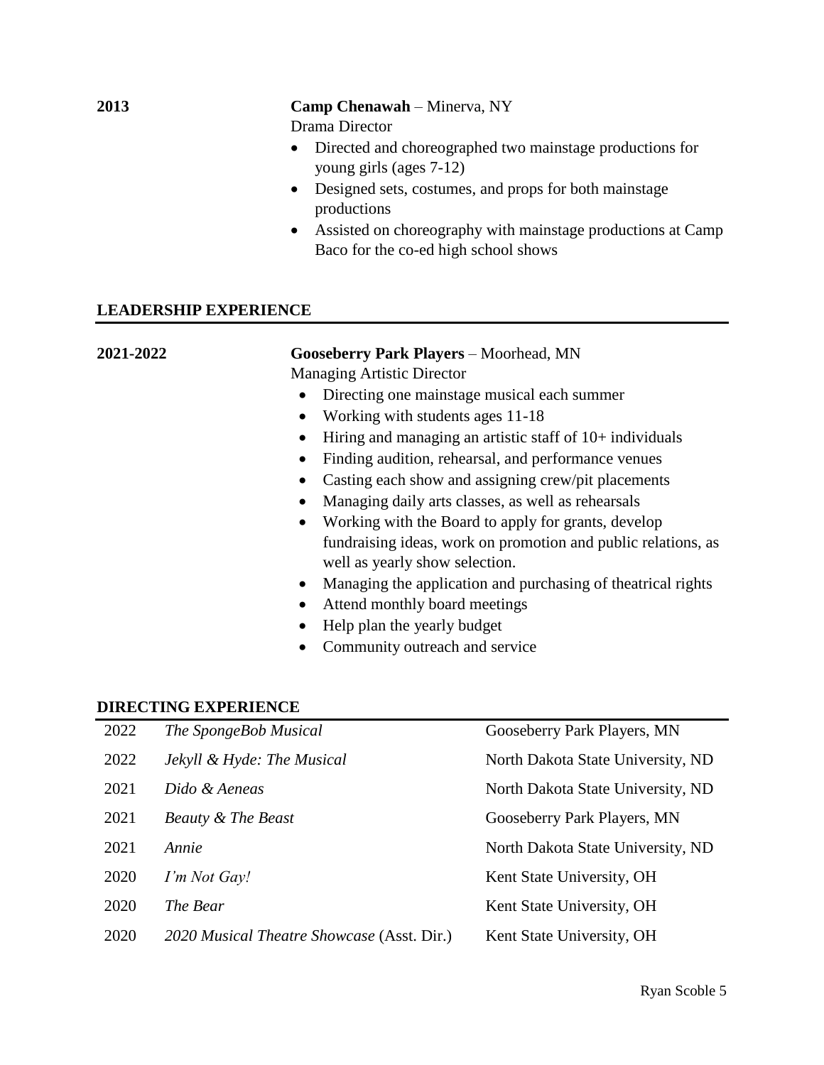**2013** **Camp Chenawah** – Minerva, NY

Drama Director

- Directed and choreographed two mainstage productions for young girls (ages 7-12)
- Designed sets, costumes, and props for both mainstage productions
- Assisted on choreography with mainstage productions at Camp Baco for the co-ed high school shows

## LEADERSHIP EXPERIENCE

**2021-2022** **Gooseberry Park Players** – Moorhead, MN

Managing Artistic Director

- Directing one mainstage musical each summer
- Working with students ages 11-18
- Hiring and managing an artistic staff of 10+ individuals
- Finding audition, rehearsal, and performance venues
- Casting each show and assigning crew/pit placements
- Managing daily arts classes, as well as rehearsals
- Working with the Board to apply for grants, develop fundraising ideas, work on promotion and public relations, as well as yearly show selection.
- Managing the application and purchasing of theatrical rights
- Attend monthly board meetings
- Help plan the yearly budget
- Community outreach and service

## DIRECTING EXPERIENCE

| | | |
|---|---|---|
| 2022 | *The SpongeBob Musical* | Gooseberry Park Players, MN |
| 2022 | *Jekyll & Hyde: The Musical* | North Dakota State University, ND |
| 2021 | *Dido & Aeneas* | North Dakota State University, ND |
| 2021 | *Beauty & The Beast* | Gooseberry Park Players, MN |
| 2021 | *Annie* | North Dakota State University, ND |
| 2020 | *I'm Not Gay!* | Kent State University, OH |
| 2020 | *The Bear* | Kent State University, OH |
| 2020 | *2020 Musical Theatre Showcase* (Asst. Dir.) | Kent State University, OH |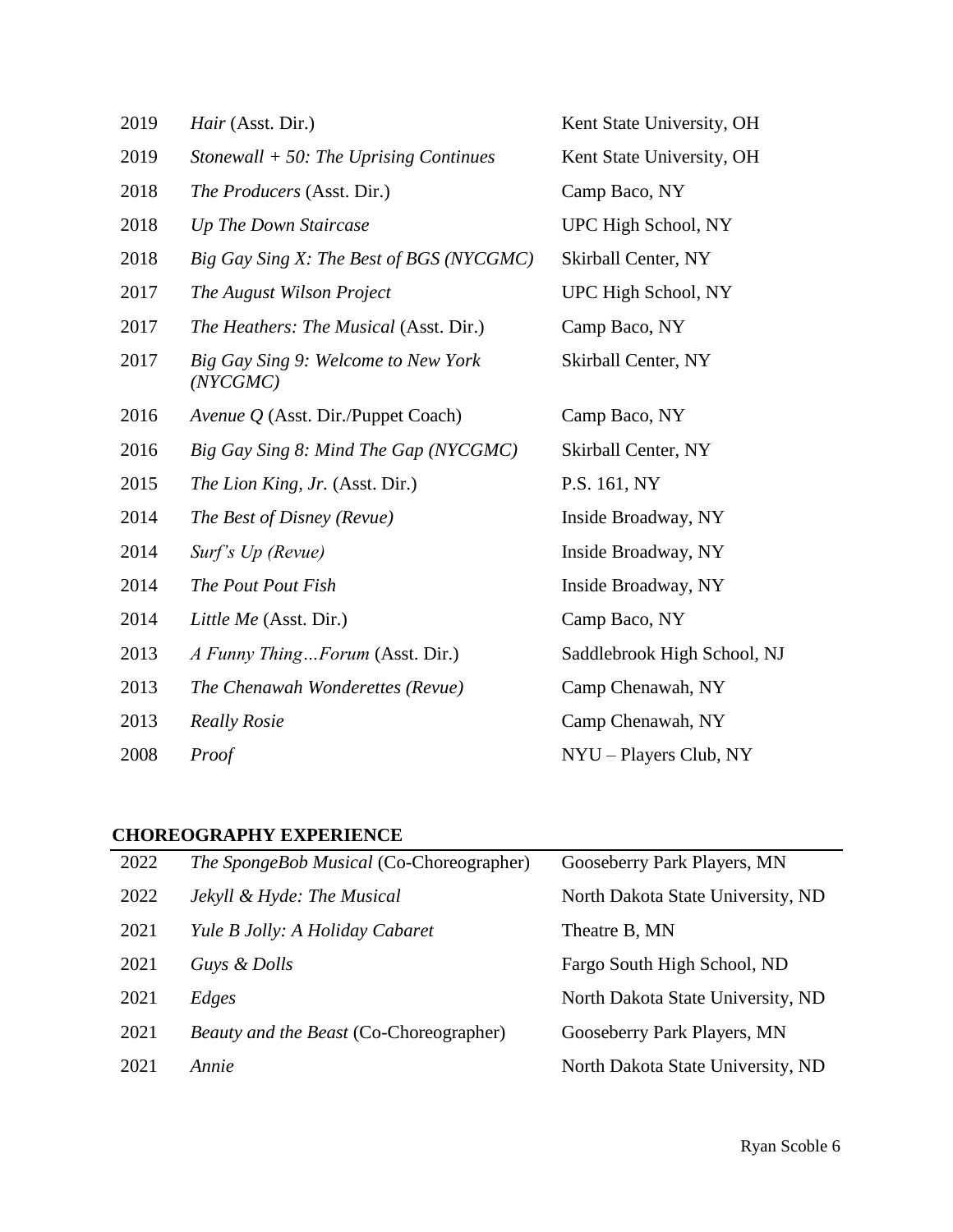| | | |
|---|---|---|
| 2019 | *Hair* (Asst. Dir.) | Kent State University, OH |
| 2019 | *Stonewall + 50: The Uprising Continues* | Kent State University, OH |
| 2018 | *The Producers* (Asst. Dir.) | Camp Baco, NY |
| 2018 | *Up The Down Staircase* | UPC High School, NY |
| 2018 | *Big Gay Sing X: The Best of BGS (NYCGMC)* | Skirball Center, NY |
| 2017 | *The August Wilson Project* | UPC High School, NY |
| 2017 | *The Heathers: The Musical* (Asst. Dir.) | Camp Baco, NY |
| 2017 | *Big Gay Sing 9: Welcome to New York (NYCGMC)* | Skirball Center, NY |
| 2016 | *Avenue Q* (Asst. Dir./Puppet Coach) | Camp Baco, NY |
| 2016 | *Big Gay Sing 8: Mind The Gap (NYCGMC)* | Skirball Center, NY |
| 2015 | *The Lion King, Jr.* (Asst. Dir.) | P.S. 161, NY |
| 2014 | *The Best of Disney (Revue)* | Inside Broadway, NY |
| 2014 | *Surf's Up (Revue)* | Inside Broadway, NY |
| 2014 | *The Pout Pout Fish* | Inside Broadway, NY |
| 2014 | *Little Me* (Asst. Dir.) | Camp Baco, NY |
| 2013 | *A Funny Thing…Forum* (Asst. Dir.) | Saddlebrook High School, NJ |
| 2013 | *The Chenawah Wonderettes (Revue)* | Camp Chenawah, NY |
| 2013 | *Really Rosie* | Camp Chenawah, NY |
| 2008 | *Proof* | NYU – Players Club, NY |

## CHOREOGRAPHY EXPERIENCE

| | | |
|---|---|---|
| 2022 | *The SpongeBob Musical* (Co-Choreographer) | Gooseberry Park Players, MN |
| 2022 | *Jekyll & Hyde: The Musical* | North Dakota State University, ND |
| 2021 | *Yule B Jolly: A Holiday Cabaret* | Theatre B, MN |
| 2021 | *Guys & Dolls* | Fargo South High School, ND |
| 2021 | *Edges* | North Dakota State University, ND |
| 2021 | *Beauty and the Beast* (Co-Choreographer) | Gooseberry Park Players, MN |
| 2021 | *Annie* | North Dakota State University, ND |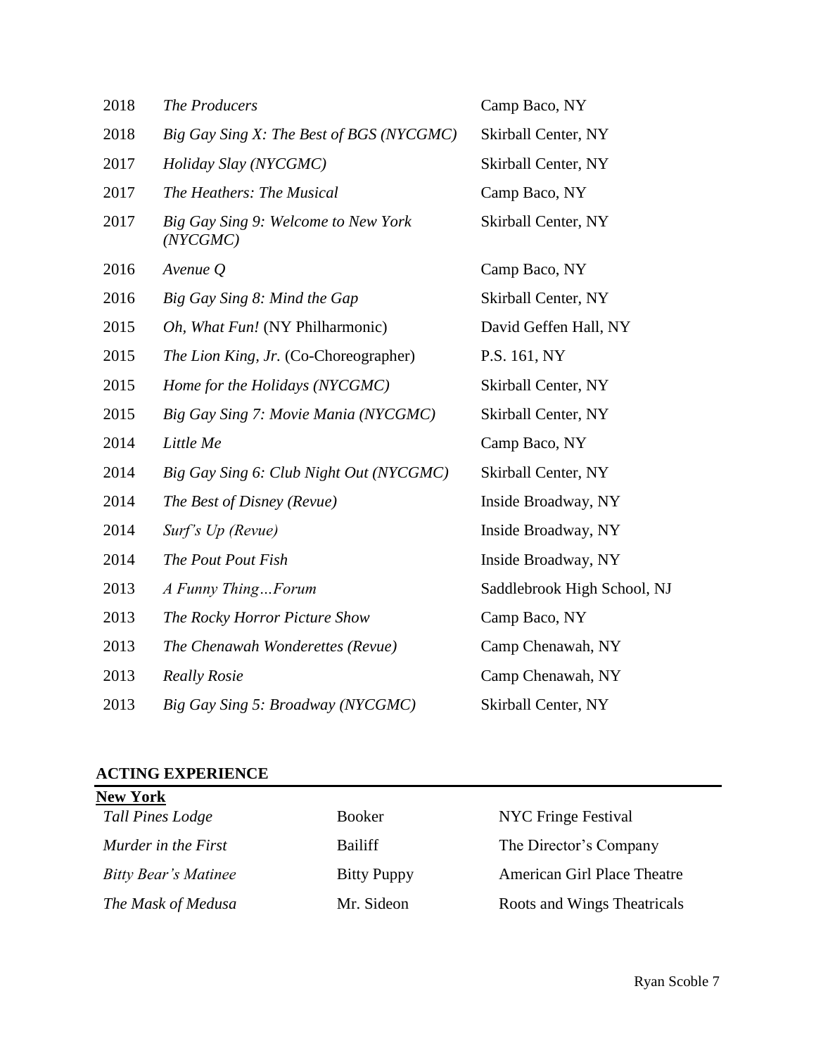| | | |
|---|---|---|
| 2018 | *The Producers* | Camp Baco, NY |
| 2018 | *Big Gay Sing X: The Best of BGS (NYCGMC)* | Skirball Center, NY |
| 2017 | *Holiday Slay (NYCGMC)* | Skirball Center, NY |
| 2017 | *The Heathers: The Musical* | Camp Baco, NY |
| 2017 | *Big Gay Sing 9: Welcome to New York (NYCGMC)* | Skirball Center, NY |
| 2016 | *Avenue Q* | Camp Baco, NY |
| 2016 | *Big Gay Sing 8: Mind the Gap* | Skirball Center, NY |
| 2015 | *Oh, What Fun!* (NY Philharmonic) | David Geffen Hall, NY |
| 2015 | *The Lion King, Jr.* (Co-Choreographer) | P.S. 161, NY |
| 2015 | *Home for the Holidays (NYCGMC)* | Skirball Center, NY |
| 2015 | *Big Gay Sing 7: Movie Mania (NYCGMC)* | Skirball Center, NY |
| 2014 | *Little Me* | Camp Baco, NY |
| 2014 | *Big Gay Sing 6: Club Night Out (NYCGMC)* | Skirball Center, NY |
| 2014 | *The Best of Disney (Revue)* | Inside Broadway, NY |
| 2014 | *Surf's Up (Revue)* | Inside Broadway, NY |
| 2014 | *The Pout Pout Fish* | Inside Broadway, NY |
| 2013 | *A Funny Thing…Forum* | Saddlebrook High School, NJ |
| 2013 | *The Rocky Horror Picture Show* | Camp Baco, NY |
| 2013 | *The Chenawah Wonderettes (Revue)* | Camp Chenawah, NY |
| 2013 | *Really Rosie* | Camp Chenawah, NY |
| 2013 | *Big Gay Sing 5: Broadway (NYCGMC)* | Skirball Center, NY |

## ACTING EXPERIENCE

**New York**

| | | |
|---|---|---|
| *Tall Pines Lodge* | Booker | NYC Fringe Festival |
| *Murder in the First* | Bailiff | The Director's Company |
| *Bitty Bear's Matinee* | Bitty Puppy | American Girl Place Theatre |
| *The Mask of Medusa* | Mr. Sideon | Roots and Wings Theatricals |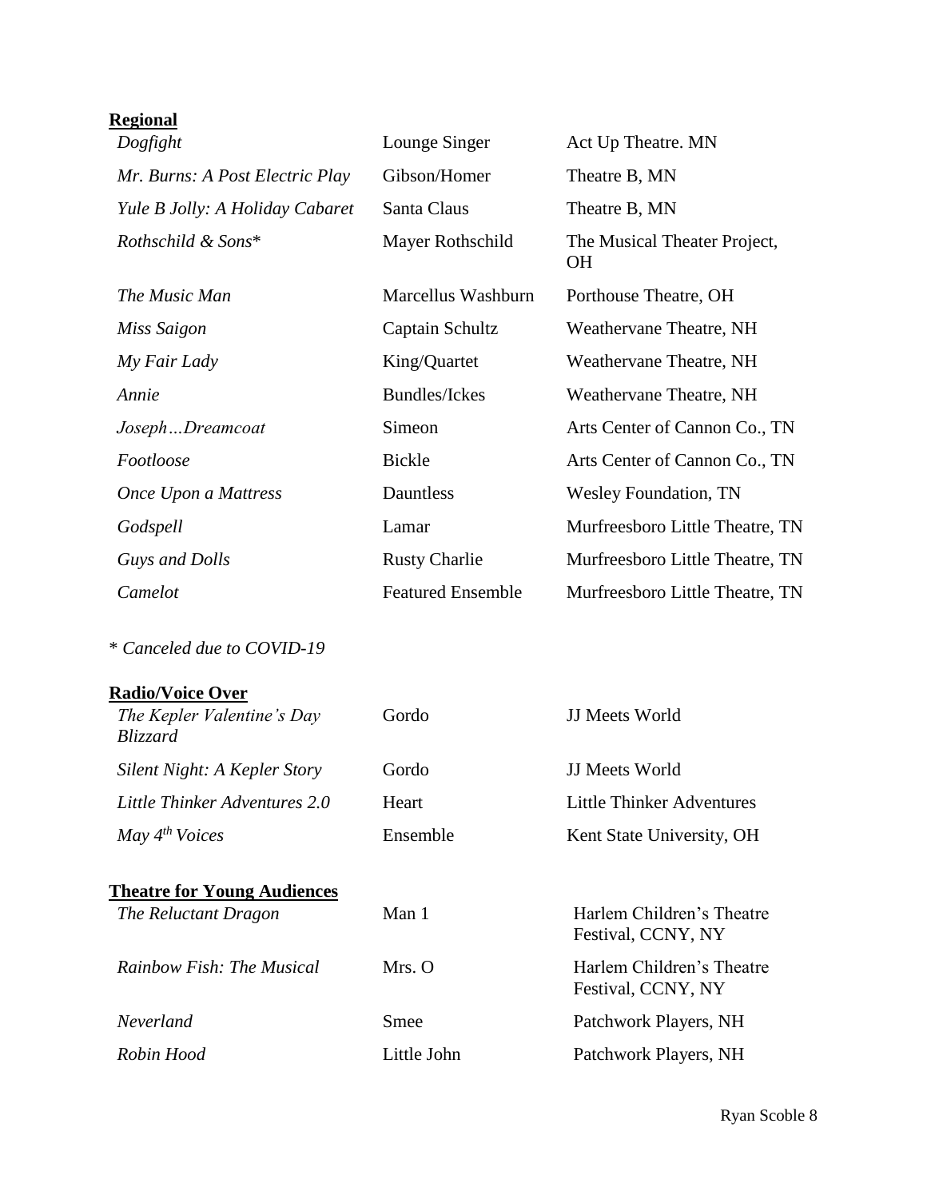**Regional**

| | | |
|---|---|---|
| *Dogfight* | Lounge Singer | Act Up Theatre. MN |
| *Mr. Burns: A Post Electric Play* | Gibson/Homer | Theatre B, MN |
| *Yule B Jolly: A Holiday Cabaret* | Santa Claus | Theatre B, MN |
| *Rothschild & Sons** | Mayer Rothschild | The Musical Theater Project, OH |
| *The Music Man* | Marcellus Washburn | Porthouse Theatre, OH |
| *Miss Saigon* | Captain Schultz | Weathervane Theatre, NH |
| *My Fair Lady* | King/Quartet | Weathervane Theatre, NH |
| *Annie* | Bundles/Ickes | Weathervane Theatre, NH |
| *Joseph…Dreamcoat* | Simeon | Arts Center of Cannon Co., TN |
| *Footloose* | Bickle | Arts Center of Cannon Co., TN |
| *Once Upon a Mattress* | Dauntless | Wesley Foundation, TN |
| *Godspell* | Lamar | Murfreesboro Little Theatre, TN |
| *Guys and Dolls* | Rusty Charlie | Murfreesboro Little Theatre, TN |
| *Camelot* | Featured Ensemble | Murfreesboro Little Theatre, TN |

*\* Canceled due to COVID-19*

**Radio/Voice Over**

| | | |
|---|---|---|
| *The Kepler Valentine's Day Blizzard* | Gordo | JJ Meets World |
| *Silent Night: A Kepler Story* | Gordo | JJ Meets World |
| *Little Thinker Adventures 2.0* | Heart | Little Thinker Adventures |
| *May 4th Voices* | Ensemble | Kent State University, OH |

**Theatre for Young Audiences**

| | | |
|---|---|---|
| *The Reluctant Dragon* | Man 1 | Harlem Children's Theatre Festival, CCNY, NY |
| *Rainbow Fish: The Musical* | Mrs. O | Harlem Children's Theatre Festival, CCNY, NY |
| *Neverland* | Smee | Patchwork Players, NH |
| *Robin Hood* | Little John | Patchwork Players, NH |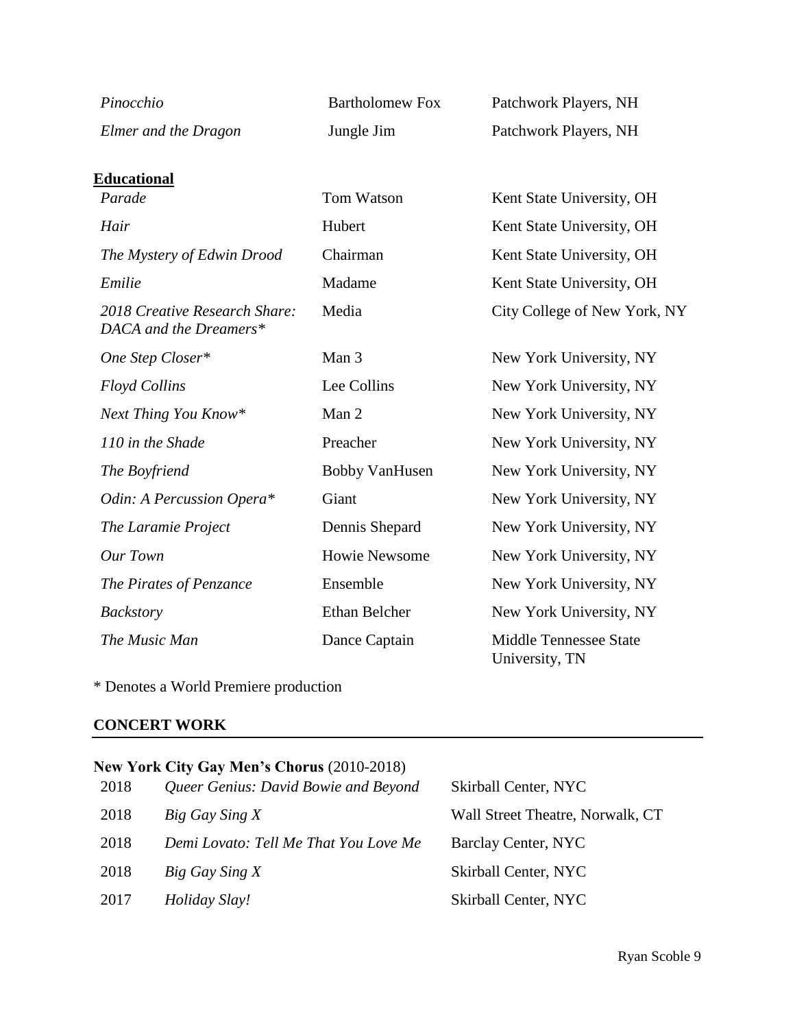| | | |
|---|---|---|
| *Pinocchio* | Bartholomew Fox | Patchwork Players, NH |
| *Elmer and the Dragon* | Jungle Jim | Patchwork Players, NH |

**Educational**

| | | |
|---|---|---|
| *Parade* | Tom Watson | Kent State University, OH |
| *Hair* | Hubert | Kent State University, OH |
| *The Mystery of Edwin Drood* | Chairman | Kent State University, OH |
| *Emilie* | Madame | Kent State University, OH |
| *2018 Creative Research Share: DACA and the Dreamers** | Media | City College of New York, NY |
| *One Step Closer** | Man 3 | New York University, NY |
| *Floyd Collins* | Lee Collins | New York University, NY |
| *Next Thing You Know** | Man 2 | New York University, NY |
| *110 in the Shade* | Preacher | New York University, NY |
| *The Boyfriend* | Bobby VanHusen | New York University, NY |
| *Odin: A Percussion Opera** | Giant | New York University, NY |
| *The Laramie Project* | Dennis Shepard | New York University, NY |
| *Our Town* | Howie Newsome | New York University, NY |
| *The Pirates of Penzance* | Ensemble | New York University, NY |
| *Backstory* | Ethan Belcher | New York University, NY |
| *The Music Man* | Dance Captain | Middle Tennessee State University, TN |

* Denotes a World Premiere production

## CONCERT WORK

**New York City Gay Men's Chorus** (2010-2018)

| | | |
|---|---|---|
| 2018 | *Queer Genius: David Bowie and Beyond* | Skirball Center, NYC |
| 2018 | *Big Gay Sing X* | Wall Street Theatre, Norwalk, CT |
| 2018 | *Demi Lovato: Tell Me That You Love Me* | Barclay Center, NYC |
| 2018 | *Big Gay Sing X* | Skirball Center, NYC |
| 2017 | *Holiday Slay!* | Skirball Center, NYC |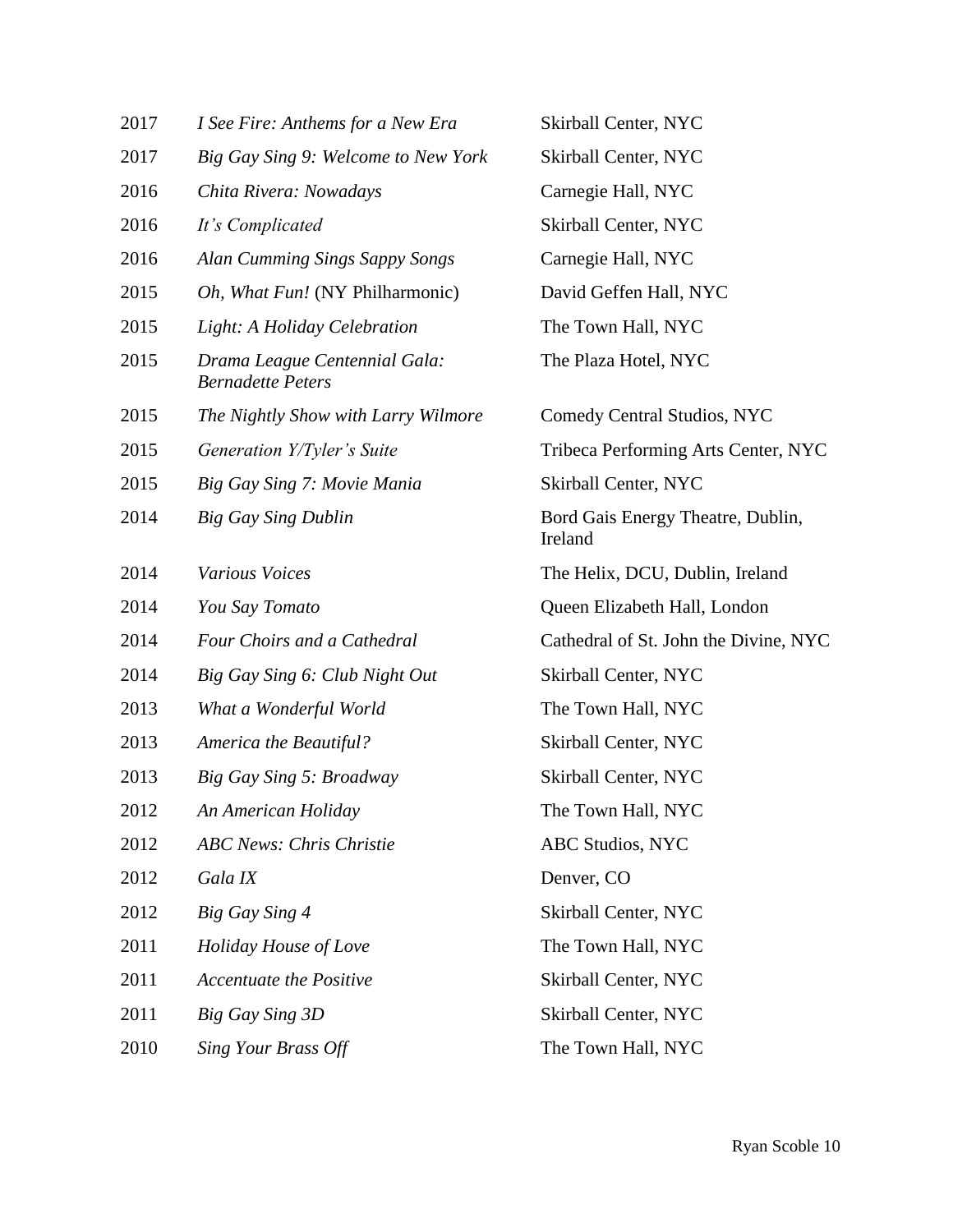| | | |
|---|---|---|
| 2017 | *I See Fire: Anthems for a New Era* | Skirball Center, NYC |
| 2017 | *Big Gay Sing 9: Welcome to New York* | Skirball Center, NYC |
| 2016 | *Chita Rivera: Nowadays* | Carnegie Hall, NYC |
| 2016 | *It's Complicated* | Skirball Center, NYC |
| 2016 | *Alan Cumming Sings Sappy Songs* | Carnegie Hall, NYC |
| 2015 | *Oh, What Fun!* (NY Philharmonic) | David Geffen Hall, NYC |
| 2015 | *Light: A Holiday Celebration* | The Town Hall, NYC |
| 2015 | *Drama League Centennial Gala: Bernadette Peters* | The Plaza Hotel, NYC |
| 2015 | *The Nightly Show with Larry Wilmore* | Comedy Central Studios, NYC |
| 2015 | *Generation Y/Tyler's Suite* | Tribeca Performing Arts Center, NYC |
| 2015 | *Big Gay Sing 7: Movie Mania* | Skirball Center, NYC |
| 2014 | *Big Gay Sing Dublin* | Bord Gais Energy Theatre, Dublin, Ireland |
| 2014 | *Various Voices* | The Helix, DCU, Dublin, Ireland |
| 2014 | *You Say Tomato* | Queen Elizabeth Hall, London |
| 2014 | *Four Choirs and a Cathedral* | Cathedral of St. John the Divine, NYC |
| 2014 | *Big Gay Sing 6: Club Night Out* | Skirball Center, NYC |
| 2013 | *What a Wonderful World* | The Town Hall, NYC |
| 2013 | *America the Beautiful?* | Skirball Center, NYC |
| 2013 | *Big Gay Sing 5: Broadway* | Skirball Center, NYC |
| 2012 | *An American Holiday* | The Town Hall, NYC |
| 2012 | *ABC News: Chris Christie* | ABC Studios, NYC |
| 2012 | *Gala IX* | Denver, CO |
| 2012 | *Big Gay Sing 4* | Skirball Center, NYC |
| 2011 | *Holiday House of Love* | The Town Hall, NYC |
| 2011 | *Accentuate the Positive* | Skirball Center, NYC |
| 2011 | *Big Gay Sing 3D* | Skirball Center, NYC |
| 2010 | *Sing Your Brass Off* | The Town Hall, NYC |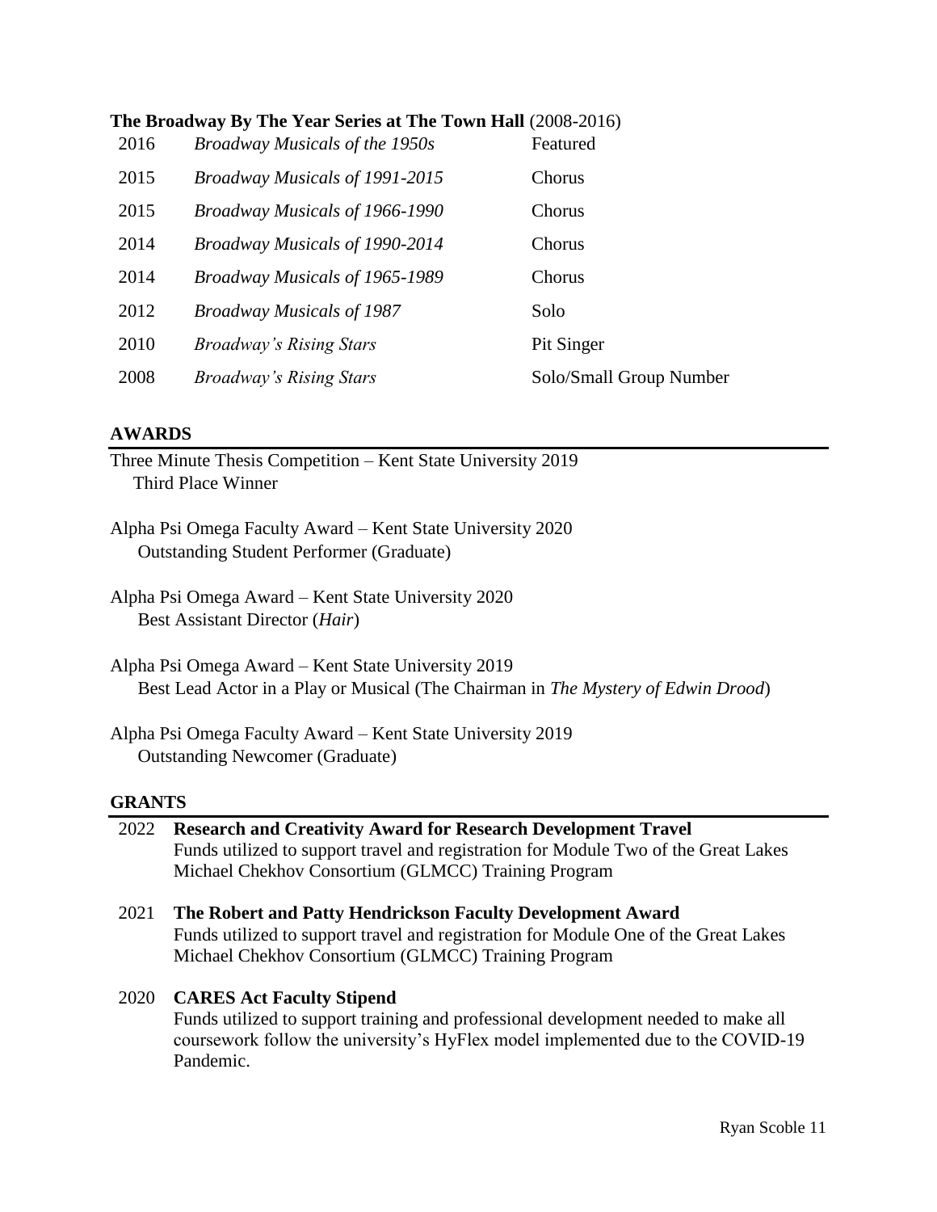**The Broadway By The Year Series at The Town Hall** (2008-2016)

| | | |
|---|---|---|
| 2016 | *Broadway Musicals of the 1950s* | Featured |
| 2015 | *Broadway Musicals of 1991-2015* | Chorus |
| 2015 | *Broadway Musicals of 1966-1990* | Chorus |
| 2014 | *Broadway Musicals of 1990-2014* | Chorus |
| 2014 | *Broadway Musicals of 1965-1989* | Chorus |
| 2012 | *Broadway Musicals of 1987* | Solo |
| 2010 | *Broadway's Rising Stars* | Pit Singer |
| 2008 | *Broadway's Rising Stars* | Solo/Small Group Number |

## AWARDS

Three Minute Thesis Competition – Kent State University 2019
Third Place Winner

Alpha Psi Omega Faculty Award – Kent State University 2020
Outstanding Student Performer (Graduate)

Alpha Psi Omega Award – Kent State University 2020
Best Assistant Director (*Hair*)

Alpha Psi Omega Award – Kent State University 2019
Best Lead Actor in a Play or Musical (The Chairman in *The Mystery of Edwin Drood*)

Alpha Psi Omega Faculty Award – Kent State University 2019
Outstanding Newcomer (Graduate)

## GRANTS

2022 **Research and Creativity Award for Research Development Travel**
Funds utilized to support travel and registration for Module Two of the Great Lakes Michael Chekhov Consortium (GLMCC) Training Program

2021 **The Robert and Patty Hendrickson Faculty Development Award**
Funds utilized to support travel and registration for Module One of the Great Lakes Michael Chekhov Consortium (GLMCC) Training Program

2020 **CARES Act Faculty Stipend**
Funds utilized to support training and professional development needed to make all coursework follow the university's HyFlex model implemented due to the COVID-19 Pandemic.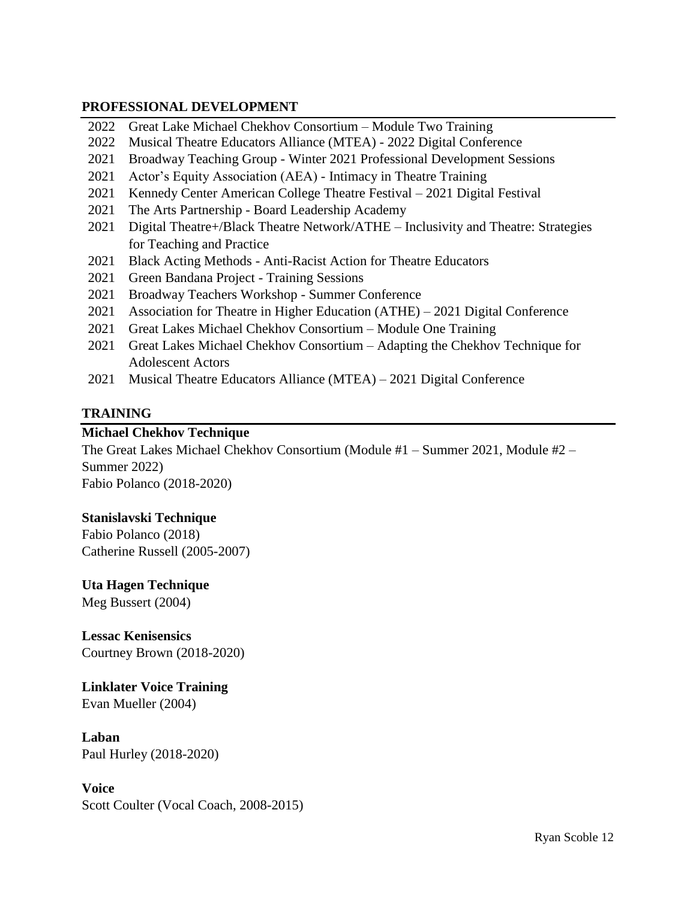## PROFESSIONAL DEVELOPMENT

- 2022 Great Lake Michael Chekhov Consortium – Module Two Training
- 2022 Musical Theatre Educators Alliance (MTEA) - 2022 Digital Conference
- 2021 Broadway Teaching Group - Winter 2021 Professional Development Sessions
- 2021 Actor's Equity Association (AEA) - Intimacy in Theatre Training
- 2021 Kennedy Center American College Theatre Festival – 2021 Digital Festival
- 2021 The Arts Partnership - Board Leadership Academy
- 2021 Digital Theatre+/Black Theatre Network/ATHE – Inclusivity and Theatre: Strategies for Teaching and Practice
- 2021 Black Acting Methods - Anti-Racist Action for Theatre Educators
- 2021 Green Bandana Project - Training Sessions
- 2021 Broadway Teachers Workshop - Summer Conference
- 2021 Association for Theatre in Higher Education (ATHE) – 2021 Digital Conference
- 2021 Great Lakes Michael Chekhov Consortium – Module One Training
- 2021 Great Lakes Michael Chekhov Consortium – Adapting the Chekhov Technique for Adolescent Actors
- 2021 Musical Theatre Educators Alliance (MTEA) – 2021 Digital Conference

## TRAINING

**Michael Chekhov Technique**
The Great Lakes Michael Chekhov Consortium (Module #1 – Summer 2021, Module #2 – Summer 2022)
Fabio Polanco (2018-2020)

**Stanislavski Technique**
Fabio Polanco (2018)
Catherine Russell (2005-2007)

**Uta Hagen Technique**
Meg Bussert (2004)

**Lessac Kenisensics**
Courtney Brown (2018-2020)

**Linklater Voice Training**
Evan Mueller (2004)

**Laban**
Paul Hurley (2018-2020)

**Voice**
Scott Coulter (Vocal Coach, 2008-2015)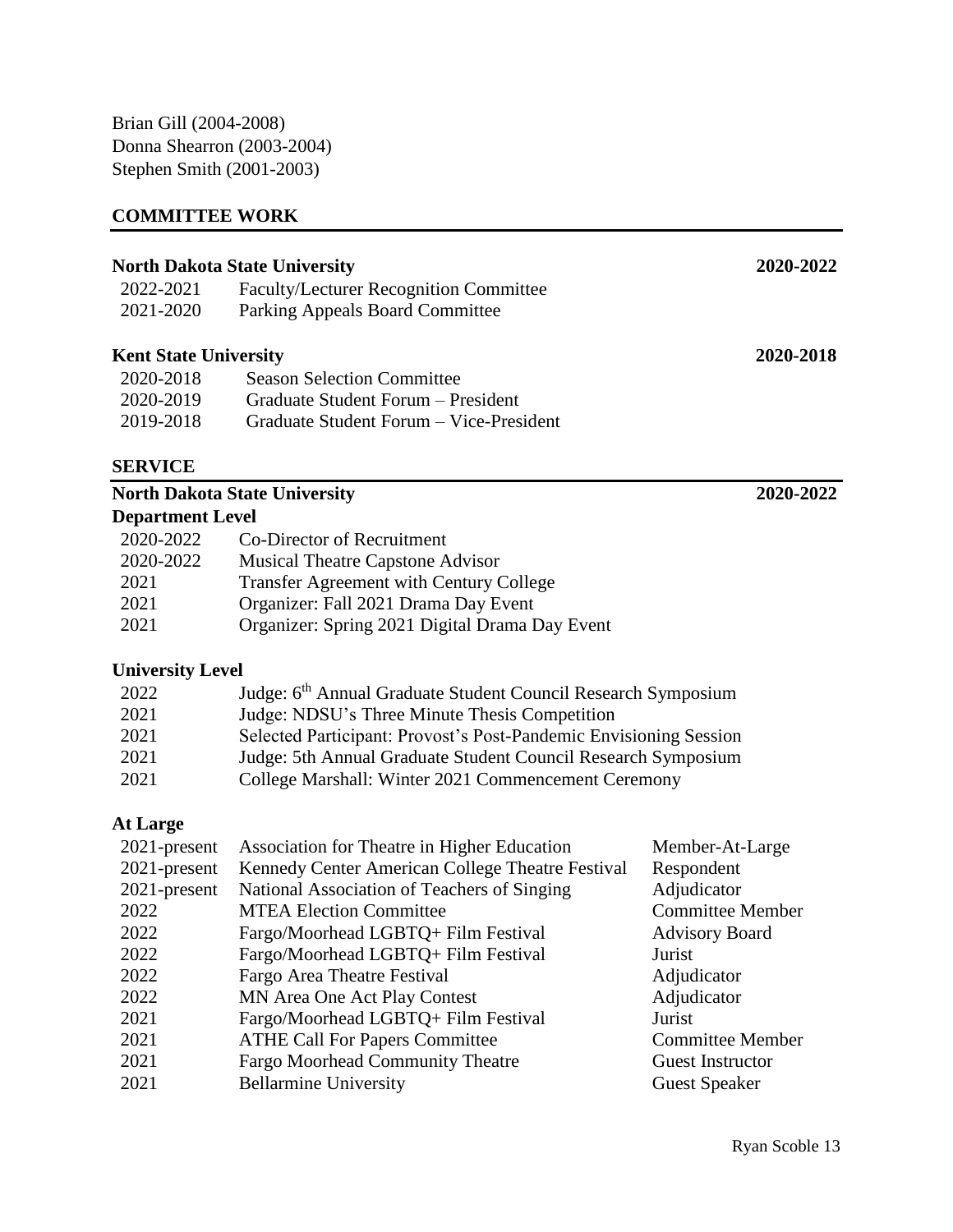Brian Gill (2004-2008)
Donna Shearron (2003-2004)
Stephen Smith (2001-2003)

## COMMITTEE WORK

**North Dakota State University** **2020-2022**

| | |
|---|---|
| 2022-2021 | Faculty/Lecturer Recognition Committee |
| 2021-2020 | Parking Appeals Board Committee |

**Kent State University** **2020-2018**

| | |
|---|---|
| 2020-2018 | Season Selection Committee |
| 2020-2019 | Graduate Student Forum – President |
| 2019-2018 | Graduate Student Forum – Vice-President |

## SERVICE

**North Dakota State University** **2020-2022**

### Department Level

| | |
|---|---|
| 2020-2022 | Co-Director of Recruitment |
| 2020-2022 | Musical Theatre Capstone Advisor |
| 2021 | Transfer Agreement with Century College |
| 2021 | Organizer: Fall 2021 Drama Day Event |
| 2021 | Organizer: Spring 2021 Digital Drama Day Event |

### University Level

| | |
|---|---|
| 2022 | Judge: 6th Annual Graduate Student Council Research Symposium |
| 2021 | Judge: NDSU's Three Minute Thesis Competition |
| 2021 | Selected Participant: Provost's Post-Pandemic Envisioning Session |
| 2021 | Judge: 5th Annual Graduate Student Council Research Symposium |
| 2021 | College Marshall: Winter 2021 Commencement Ceremony |

### At Large

| | | |
|---|---|---|
| 2021-present | Association for Theatre in Higher Education | Member-At-Large |
| 2021-present | Kennedy Center American College Theatre Festival | Respondent |
| 2021-present | National Association of Teachers of Singing | Adjudicator |
| 2022 | MTEA Election Committee | Committee Member |
| 2022 | Fargo/Moorhead LGBTQ+ Film Festival | Advisory Board |
| 2022 | Fargo/Moorhead LGBTQ+ Film Festival | Jurist |
| 2022 | Fargo Area Theatre Festival | Adjudicator |
| 2022 | MN Area One Act Play Contest | Adjudicator |
| 2021 | Fargo/Moorhead LGBTQ+ Film Festival | Jurist |
| 2021 | ATHE Call For Papers Committee | Committee Member |
| 2021 | Fargo Moorhead Community Theatre | Guest Instructor |
| 2021 | Bellarmine University | Guest Speaker |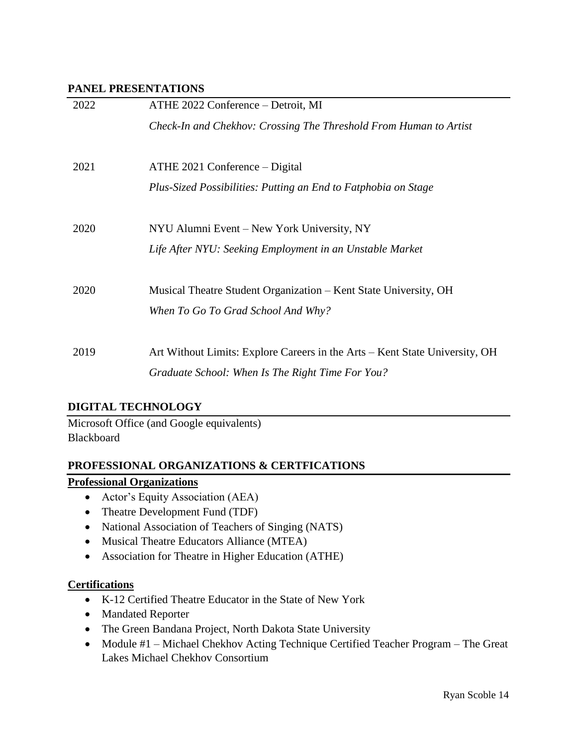## PANEL PRESENTATIONS

| | |
|---|---|
| 2022 | ATHE 2022 Conference – Detroit, MI<br>*Check-In and Chekhov: Crossing The Threshold From Human to Artist* |
| 2021 | ATHE 2021 Conference – Digital<br>*Plus-Sized Possibilities: Putting an End to Fatphobia on Stage* |
| 2020 | NYU Alumni Event – New York University, NY<br>*Life After NYU: Seeking Employment in an Unstable Market* |
| 2020 | Musical Theatre Student Organization – Kent State University, OH<br>*When To Go To Grad School And Why?* |
| 2019 | Art Without Limits: Explore Careers in the Arts – Kent State University, OH<br>*Graduate School: When Is The Right Time For You?* |

## DIGITAL TECHNOLOGY

Microsoft Office (and Google equivalents)
Blackboard

## PROFESSIONAL ORGANIZATIONS & CERTFICATIONS

### Professional Organizations

- Actor's Equity Association (AEA)
- Theatre Development Fund (TDF)
- National Association of Teachers of Singing (NATS)
- Musical Theatre Educators Alliance (MTEA)
- Association for Theatre in Higher Education (ATHE)

### Certifications

- K-12 Certified Theatre Educator in the State of New York
- Mandated Reporter
- The Green Bandana Project, North Dakota State University
- Module #1 – Michael Chekhov Acting Technique Certified Teacher Program – The Great Lakes Michael Chekhov Consortium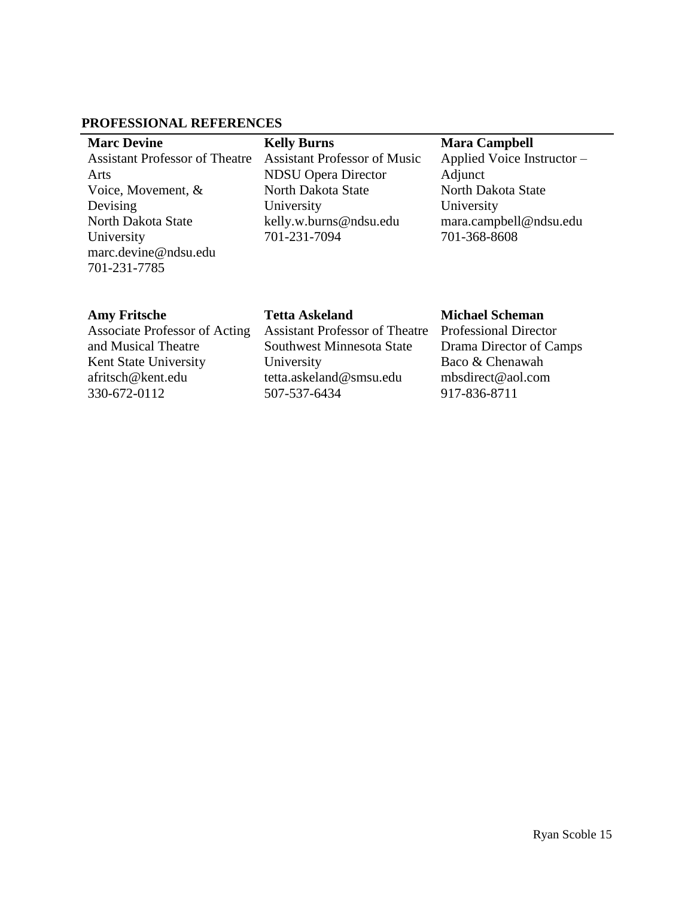**PROFESSIONAL REFERENCES**

**Marc Devine**
Assistant Professor of Theatre Arts
Voice, Movement, & Devising
North Dakota State University
marc.devine@ndsu.edu
701-231-7785

**Kelly Burns**
Assistant Professor of Music
NDSU Opera Director
North Dakota State University
kelly.w.burns@ndsu.edu
701-231-7094

**Mara Campbell**
Applied Voice Instructor – Adjunct
North Dakota State University
mara.campbell@ndsu.edu
701-368-8608

**Amy Fritsche**
Associate Professor of Acting and Musical Theatre
Kent State University
afritsch@kent.edu
330-672-0112

**Tetta Askeland**
Assistant Professor of Theatre
Southwest Minnesota State University
tetta.askeland@smsu.edu
507-537-6434

**Michael Scheman**
Professional Director
Drama Director of Camps Baco & Chenawah
mbsdirect@aol.com
917-836-8711